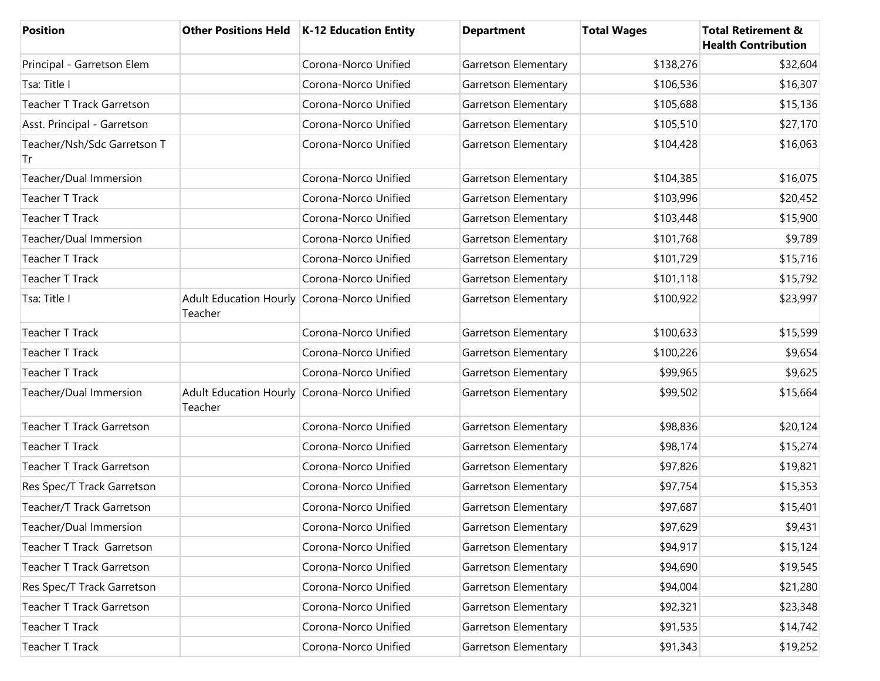| Position | Other Positions Held | K-12 Education Entity | Department | Total Wages | Total Retirement & Health Contribution |
|---|---|---|---|---|---|
| Principal - Garretson Elem | | Corona-Norco Unified | Garretson Elementary | $138,276 | $32,604 |
| Tsa: Title I | | Corona-Norco Unified | Garretson Elementary | $106,536 | $16,307 |
| Teacher T Track Garretson | | Corona-Norco Unified | Garretson Elementary | $105,688 | $15,136 |
| Asst. Principal - Garretson | | Corona-Norco Unified | Garretson Elementary | $105,510 | $27,170 |
| Teacher/Nsh/Sdc Garretson T Tr | | Corona-Norco Unified | Garretson Elementary | $104,428 | $16,063 |
| Teacher/Dual Immersion | | Corona-Norco Unified | Garretson Elementary | $104,385 | $16,075 |
| Teacher T Track | | Corona-Norco Unified | Garretson Elementary | $103,996 | $20,452 |
| Teacher T Track | | Corona-Norco Unified | Garretson Elementary | $103,448 | $15,900 |
| Teacher/Dual Immersion | | Corona-Norco Unified | Garretson Elementary | $101,768 | $9,789 |
| Teacher T Track | | Corona-Norco Unified | Garretson Elementary | $101,729 | $15,716 |
| Teacher T Track | | Corona-Norco Unified | Garretson Elementary | $101,118 | $15,792 |
| Tsa: Title I | Adult Education Hourly Teacher | Corona-Norco Unified | Garretson Elementary | $100,922 | $23,997 |
| Teacher T Track | | Corona-Norco Unified | Garretson Elementary | $100,633 | $15,599 |
| Teacher T Track | | Corona-Norco Unified | Garretson Elementary | $100,226 | $9,654 |
| Teacher T Track | | Corona-Norco Unified | Garretson Elementary | $99,965 | $9,625 |
| Teacher/Dual Immersion | Adult Education Hourly Teacher | Corona-Norco Unified | Garretson Elementary | $99,502 | $15,664 |
| Teacher T Track Garretson | | Corona-Norco Unified | Garretson Elementary | $98,836 | $20,124 |
| Teacher T Track | | Corona-Norco Unified | Garretson Elementary | $98,174 | $15,274 |
| Teacher T Track Garretson | | Corona-Norco Unified | Garretson Elementary | $97,826 | $19,821 |
| Res Spec/T Track Garretson | | Corona-Norco Unified | Garretson Elementary | $97,754 | $15,353 |
| Teacher/T Track Garretson | | Corona-Norco Unified | Garretson Elementary | $97,687 | $15,401 |
| Teacher/Dual Immersion | | Corona-Norco Unified | Garretson Elementary | $97,629 | $9,431 |
| Teacher T Track  Garretson | | Corona-Norco Unified | Garretson Elementary | $94,917 | $15,124 |
| Teacher T Track Garretson | | Corona-Norco Unified | Garretson Elementary | $94,690 | $19,545 |
| Res Spec/T Track Garretson | | Corona-Norco Unified | Garretson Elementary | $94,004 | $21,280 |
| Teacher T Track Garretson | | Corona-Norco Unified | Garretson Elementary | $92,321 | $23,348 |
| Teacher T Track | | Corona-Norco Unified | Garretson Elementary | $91,535 | $14,742 |
| Teacher T Track | | Corona-Norco Unified | Garretson Elementary | $91,343 | $19,252 |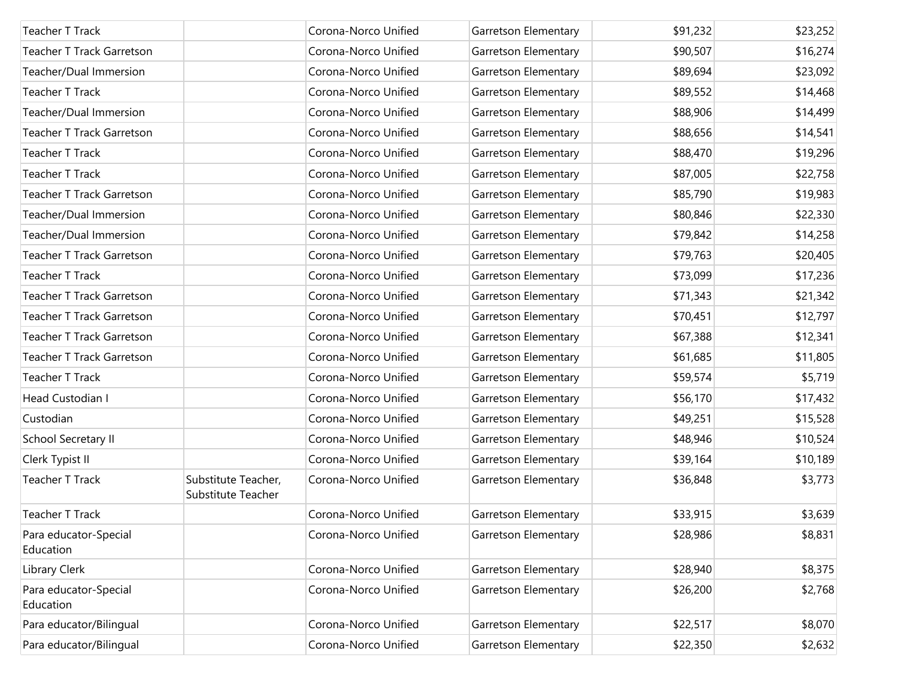| | | | | | |
|---|---|---|---|---|---|
| Teacher T Track | | Corona-Norco Unified | Garretson Elementary | $91,232 | $23,252 |
| Teacher T Track Garretson | | Corona-Norco Unified | Garretson Elementary | $90,507 | $16,274 |
| Teacher/Dual Immersion | | Corona-Norco Unified | Garretson Elementary | $89,694 | $23,092 |
| Teacher T Track | | Corona-Norco Unified | Garretson Elementary | $89,552 | $14,468 |
| Teacher/Dual Immersion | | Corona-Norco Unified | Garretson Elementary | $88,906 | $14,499 |
| Teacher T Track Garretson | | Corona-Norco Unified | Garretson Elementary | $88,656 | $14,541 |
| Teacher T Track | | Corona-Norco Unified | Garretson Elementary | $88,470 | $19,296 |
| Teacher T Track | | Corona-Norco Unified | Garretson Elementary | $87,005 | $22,758 |
| Teacher T Track Garretson | | Corona-Norco Unified | Garretson Elementary | $85,790 | $19,983 |
| Teacher/Dual Immersion | | Corona-Norco Unified | Garretson Elementary | $80,846 | $22,330 |
| Teacher/Dual Immersion | | Corona-Norco Unified | Garretson Elementary | $79,842 | $14,258 |
| Teacher T Track Garretson | | Corona-Norco Unified | Garretson Elementary | $79,763 | $20,405 |
| Teacher T Track | | Corona-Norco Unified | Garretson Elementary | $73,099 | $17,236 |
| Teacher T Track Garretson | | Corona-Norco Unified | Garretson Elementary | $71,343 | $21,342 |
| Teacher T Track Garretson | | Corona-Norco Unified | Garretson Elementary | $70,451 | $12,797 |
| Teacher T Track Garretson | | Corona-Norco Unified | Garretson Elementary | $67,388 | $12,341 |
| Teacher T Track Garretson | | Corona-Norco Unified | Garretson Elementary | $61,685 | $11,805 |
| Teacher T Track | | Corona-Norco Unified | Garretson Elementary | $59,574 | $5,719 |
| Head Custodian I | | Corona-Norco Unified | Garretson Elementary | $56,170 | $17,432 |
| Custodian | | Corona-Norco Unified | Garretson Elementary | $49,251 | $15,528 |
| School Secretary II | | Corona-Norco Unified | Garretson Elementary | $48,946 | $10,524 |
| Clerk Typist II | | Corona-Norco Unified | Garretson Elementary | $39,164 | $10,189 |
| Teacher T Track | Substitute Teacher, Substitute Teacher | Corona-Norco Unified | Garretson Elementary | $36,848 | $3,773 |
| Teacher T Track | | Corona-Norco Unified | Garretson Elementary | $33,915 | $3,639 |
| Para educator-Special Education | | Corona-Norco Unified | Garretson Elementary | $28,986 | $8,831 |
| Library Clerk | | Corona-Norco Unified | Garretson Elementary | $28,940 | $8,375 |
| Para educator-Special Education | | Corona-Norco Unified | Garretson Elementary | $26,200 | $2,768 |
| Para educator/Bilingual | | Corona-Norco Unified | Garretson Elementary | $22,517 | $8,070 |
| Para educator/Bilingual | | Corona-Norco Unified | Garretson Elementary | $22,350 | $2,632 |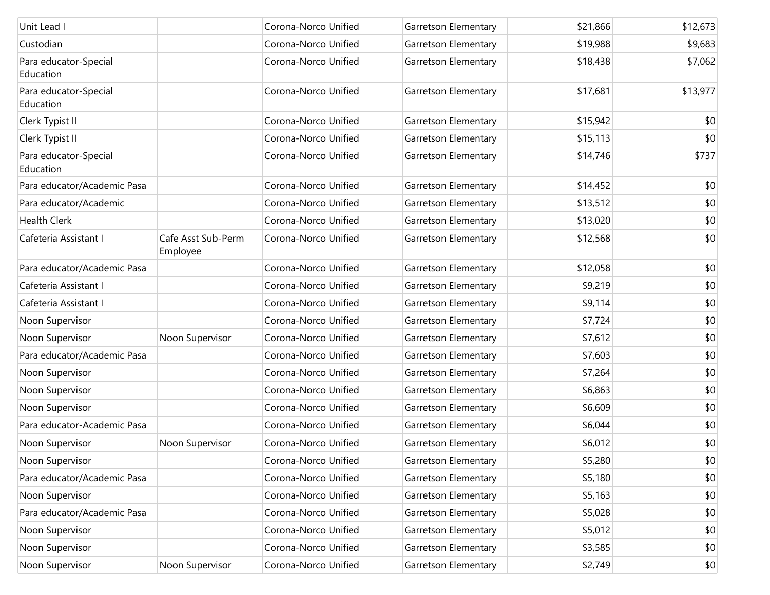| | | | | | |
|---|---|---|---|---|---|
| Unit Lead I | | Corona-Norco Unified | Garretson Elementary | $21,866 | $12,673 |
| Custodian | | Corona-Norco Unified | Garretson Elementary | $19,988 | $9,683 |
| Para educator-Special Education | | Corona-Norco Unified | Garretson Elementary | $18,438 | $7,062 |
| Para educator-Special Education | | Corona-Norco Unified | Garretson Elementary | $17,681 | $13,977 |
| Clerk Typist II | | Corona-Norco Unified | Garretson Elementary | $15,942 | $0 |
| Clerk Typist II | | Corona-Norco Unified | Garretson Elementary | $15,113 | $0 |
| Para educator-Special Education | | Corona-Norco Unified | Garretson Elementary | $14,746 | $737 |
| Para educator/Academic Pasa | | Corona-Norco Unified | Garretson Elementary | $14,452 | $0 |
| Para educator/Academic | | Corona-Norco Unified | Garretson Elementary | $13,512 | $0 |
| Health Clerk | | Corona-Norco Unified | Garretson Elementary | $13,020 | $0 |
| Cafeteria Assistant I | Cafe Asst Sub-Perm Employee | Corona-Norco Unified | Garretson Elementary | $12,568 | $0 |
| Para educator/Academic Pasa | | Corona-Norco Unified | Garretson Elementary | $12,058 | $0 |
| Cafeteria Assistant I | | Corona-Norco Unified | Garretson Elementary | $9,219 | $0 |
| Cafeteria Assistant I | | Corona-Norco Unified | Garretson Elementary | $9,114 | $0 |
| Noon Supervisor | | Corona-Norco Unified | Garretson Elementary | $7,724 | $0 |
| Noon Supervisor | Noon Supervisor | Corona-Norco Unified | Garretson Elementary | $7,612 | $0 |
| Para educator/Academic Pasa | | Corona-Norco Unified | Garretson Elementary | $7,603 | $0 |
| Noon Supervisor | | Corona-Norco Unified | Garretson Elementary | $7,264 | $0 |
| Noon Supervisor | | Corona-Norco Unified | Garretson Elementary | $6,863 | $0 |
| Noon Supervisor | | Corona-Norco Unified | Garretson Elementary | $6,609 | $0 |
| Para educator-Academic Pasa | | Corona-Norco Unified | Garretson Elementary | $6,044 | $0 |
| Noon Supervisor | Noon Supervisor | Corona-Norco Unified | Garretson Elementary | $6,012 | $0 |
| Noon Supervisor | | Corona-Norco Unified | Garretson Elementary | $5,280 | $0 |
| Para educator/Academic Pasa | | Corona-Norco Unified | Garretson Elementary | $5,180 | $0 |
| Noon Supervisor | | Corona-Norco Unified | Garretson Elementary | $5,163 | $0 |
| Para educator/Academic Pasa | | Corona-Norco Unified | Garretson Elementary | $5,028 | $0 |
| Noon Supervisor | | Corona-Norco Unified | Garretson Elementary | $5,012 | $0 |
| Noon Supervisor | | Corona-Norco Unified | Garretson Elementary | $3,585 | $0 |
| Noon Supervisor | Noon Supervisor | Corona-Norco Unified | Garretson Elementary | $2,749 | $0 |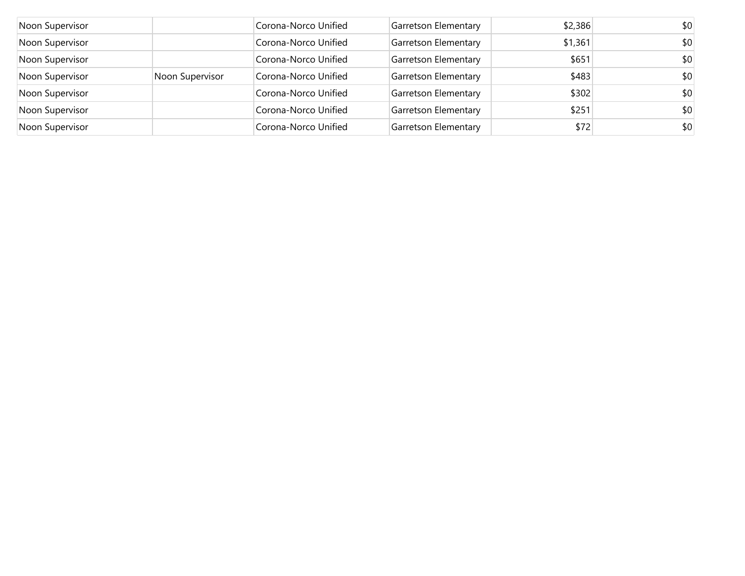| | | | | | |
|---|---|---|---|---|---|
| Noon Supervisor | | Corona-Norco Unified | Garretson Elementary | $2,386 | $0 |
| Noon Supervisor | | Corona-Norco Unified | Garretson Elementary | $1,361 | $0 |
| Noon Supervisor | | Corona-Norco Unified | Garretson Elementary | $651 | $0 |
| Noon Supervisor | Noon Supervisor | Corona-Norco Unified | Garretson Elementary | $483 | $0 |
| Noon Supervisor | | Corona-Norco Unified | Garretson Elementary | $302 | $0 |
| Noon Supervisor | | Corona-Norco Unified | Garretson Elementary | $251 | $0 |
| Noon Supervisor | | Corona-Norco Unified | Garretson Elementary | $72 | $0 |